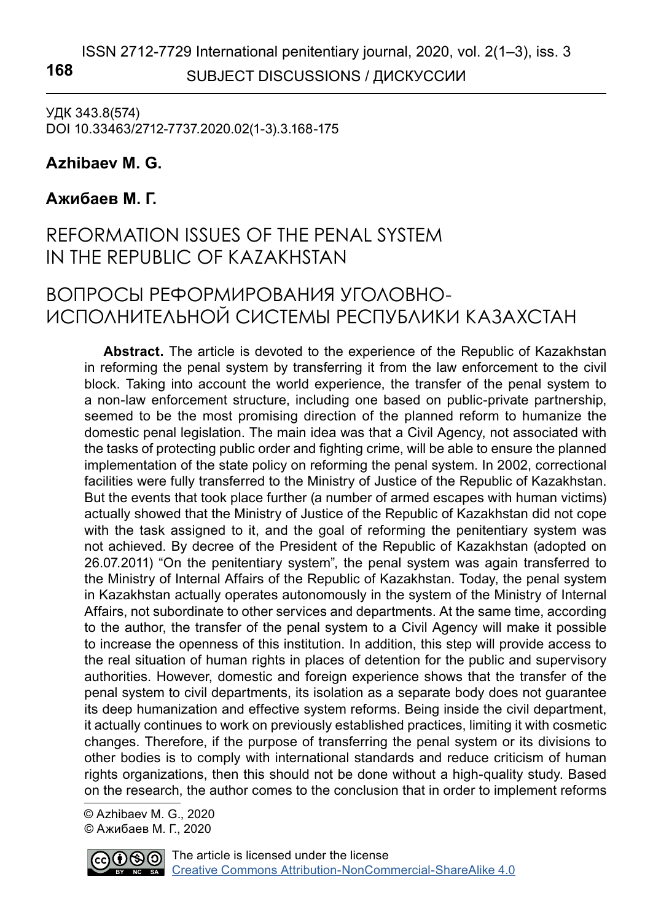УДК 343.8(574)
DOI 10.33463/2712-7737.2020.02(1-3).3.168-175

**Azhibaev M. G.**

**Ажибаев М. Г.**

# REFORMATION ISSUES OF THE PENAL SYSTEM IN THE REPUBLIC OF KAZAKHSTAN

# ВОПРОСЫ РЕФОРМИРОВАНИЯ УГОЛОВНО-ИСПОЛНИТЕЛЬНОЙ СИСТЕМЫ РЕСПУБЛИКИ КАЗАХСТАН

**Abstract.** The article is devoted to the experience of the Republic of Kazakhstan in reforming the penal system by transferring it from the law enforcement to the civil block. Taking into account the world experience, the transfer of the penal system to a non-law enforcement structure, including one based on public-private partnership, seemed to be the most promising direction of the planned reform to humanize the domestic penal legislation. The main idea was that a Civil Agency, not associated with the tasks of protecting public order and fighting crime, will be able to ensure the planned implementation of the state policy on reforming the penal system. In 2002, correctional facilities were fully transferred to the Ministry of Justice of the Republic of Kazakhstan. But the events that took place further (a number of armed escapes with human victims) actually showed that the Ministry of Justice of the Republic of Kazakhstan did not cope with the task assigned to it, and the goal of reforming the penitentiary system was not achieved. By decree of the President of the Republic of Kazakhstan (adopted on 26.07.2011) "On the penitentiary system", the penal system was again transferred to the Ministry of Internal Affairs of the Republic of Kazakhstan. Today, the penal system in Kazakhstan actually operates autonomously in the system of the Ministry of Internal Affairs, not subordinate to other services and departments. At the same time, according to the author, the transfer of the penal system to a Civil Agency will make it possible to increase the openness of this institution. In addition, this step will provide access to the real situation of human rights in places of detention for the public and supervisory authorities. However, domestic and foreign experience shows that the transfer of the penal system to civil departments, its isolation as a separate body does not guarantee its deep humanization and effective system reforms. Being inside the civil department, it actually continues to work on previously established practices, limiting it with cosmetic changes. Therefore, if the purpose of transferring the penal system or its divisions to other bodies is to comply with international standards and reduce criticism of human rights organizations, then this should not be done without a high-quality study. Based on the research, the author comes to the conclusion that in order to implement reforms

© Azhibaev M. G., 2020
© Ажибаев М. Г., 2020

The article is licensed under the license [Creative Commons Attribution-NonCommercial-ShareAlike 4.0](https://creativecommons.org/licenses/by-nc-sa/4.0/)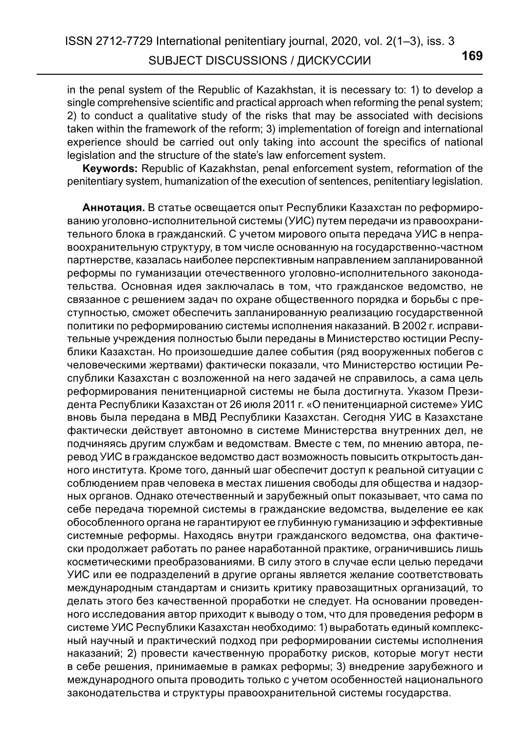in the penal system of the Republic of Kazakhstan, it is necessary to: 1) to develop a single comprehensive scientific and practical approach when reforming the penal system; 2) to conduct a qualitative study of the risks that may be associated with decisions taken within the framework of the reform; 3) implementation of foreign and international experience should be carried out only taking into account the specifics of national legislation and the structure of the state's law enforcement system.

**Keywords:** Republic of Kazakhstan, penal enforcement system, reformation of the penitentiary system, humanization of the execution of sentences, penitentiary legislation.

**Аннотация.** В статье освещается опыт Республики Казахстан по реформированию уголовно-исполнительной системы (УИС) путем передачи из правоохранительного блока в гражданский. С учетом мирового опыта передача УИС в неправоохранительную структуру, в том числе основанную на государственно-частном партнерстве, казалась наиболее перспективным направлением запланированной реформы по гуманизации отечественного уголовно-исполнительного законодательства. Основная идея заключалась в том, что гражданское ведомство, не связанное с решением задач по охране общественного порядка и борьбы с преступностью, сможет обеспечить запланированную реализацию государственной политики по реформированию системы исполнения наказаний. В 2002 г. исправительные учреждения полностью были переданы в Министерство юстиции Республики Казахстан. Но произошедшие далее события (ряд вооруженных побегов с человеческими жертвами) фактически показали, что Министерство юстиции Республики Казахстан с возложенной на него задачей не справилось, а сама цель реформирования пенитенциарной системы не была достигнута. Указом Президента Республики Казахстан от 26 июля 2011 г. «О пенитенциарной системе» УИС вновь была передана в МВД Республики Казахстан. Сегодня УИС в Казахстане фактически действует автономно в системе Министерства внутренних дел, не подчиняясь другим службам и ведомствам. Вместе с тем, по мнению автора, перевод УИС в гражданское ведомство даст возможность повысить открытость данного института. Кроме того, данный шаг обеспечит доступ к реальной ситуации с соблюдением прав человека в местах лишения свободы для общества и надзорных органов. Однако отечественный и зарубежный опыт показывает, что сама по себе передача тюремной системы в гражданские ведомства, выделение ее как обособленного органа не гарантируют ее глубинную гуманизацию и эффективные системные реформы. Находясь внутри гражданского ведомства, она фактически продолжает работать по ранее наработанной практике, ограничившись лишь косметическими преобразованиями. В силу этого в случае если целью передачи УИС или ее подразделений в другие органы является желание соответствовать международным стандартам и снизить критику правозащитных организаций, то делать этого без качественной проработки не следует. На основании проведенного исследования автор приходит к выводу о том, что для проведения реформ в системе УИС Республики Казахстан необходимо: 1) выработать единый комплексный научный и практический подход при реформировании системы исполнения наказаний; 2) провести качественную проработку рисков, которые могут нести в себе решения, принимаемые в рамках реформы; 3) внедрение зарубежного и международного опыта проводить только с учетом особенностей национального законодательства и структуры правоохранительной системы государства.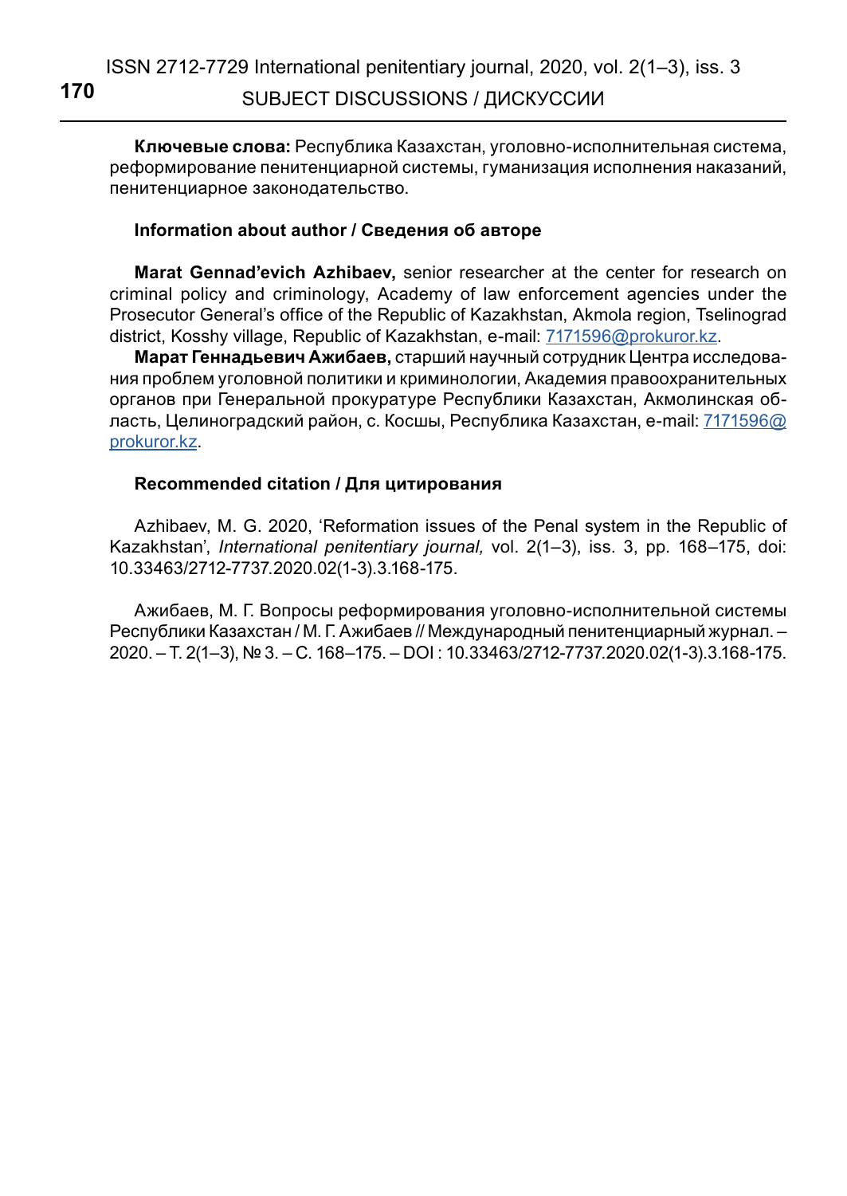**Ключевые слова:** Республика Казахстан, уголовно-исполнительная система, реформирование пенитенциарной системы, гуманизация исполнения наказаний, пенитенциарное законодательство.

**Information about author / Сведения об авторе**

**Marat Gennad'evich Azhibaev,** senior researcher at the center for research on criminal policy and criminology, Academy of law enforcement agencies under the Prosecutor General's office of the Republic of Kazakhstan, Akmola region, Tselinograd district, Kosshy village, Republic of Kazakhstan, e-mail: 7171596@prokuror.kz.

**Марат Геннадьевич Ажибаев,** старший научный сотрудник Центра исследования проблем уголовной политики и криминологии, Академия правоохранительных органов при Генеральной прокуратуре Республики Казахстан, Акмолинская область, Целиноградский район, с. Косшы, Республика Казахстан, e-mail: 7171596@prokuror.kz.

**Recommended citation / Для цитирования**

Azhibaev, M. G. 2020, 'Reformation issues of the Penal system in the Republic of Kazakhstan', *International penitentiary journal,* vol. 2(1–3), iss. 3, pp. 168–175, doi: 10.33463/2712-7737.2020.02(1-3).3.168-175.

Ажибаев, М. Г. Вопросы реформирования уголовно-исполнительной системы Республики Казахстан / М. Г. Ажибаев // Международный пенитенциарный журнал. – 2020. – Т. 2(1–3), № 3. – С. 168–175. – DOI : 10.33463/2712-7737.2020.02(1-3).3.168-175.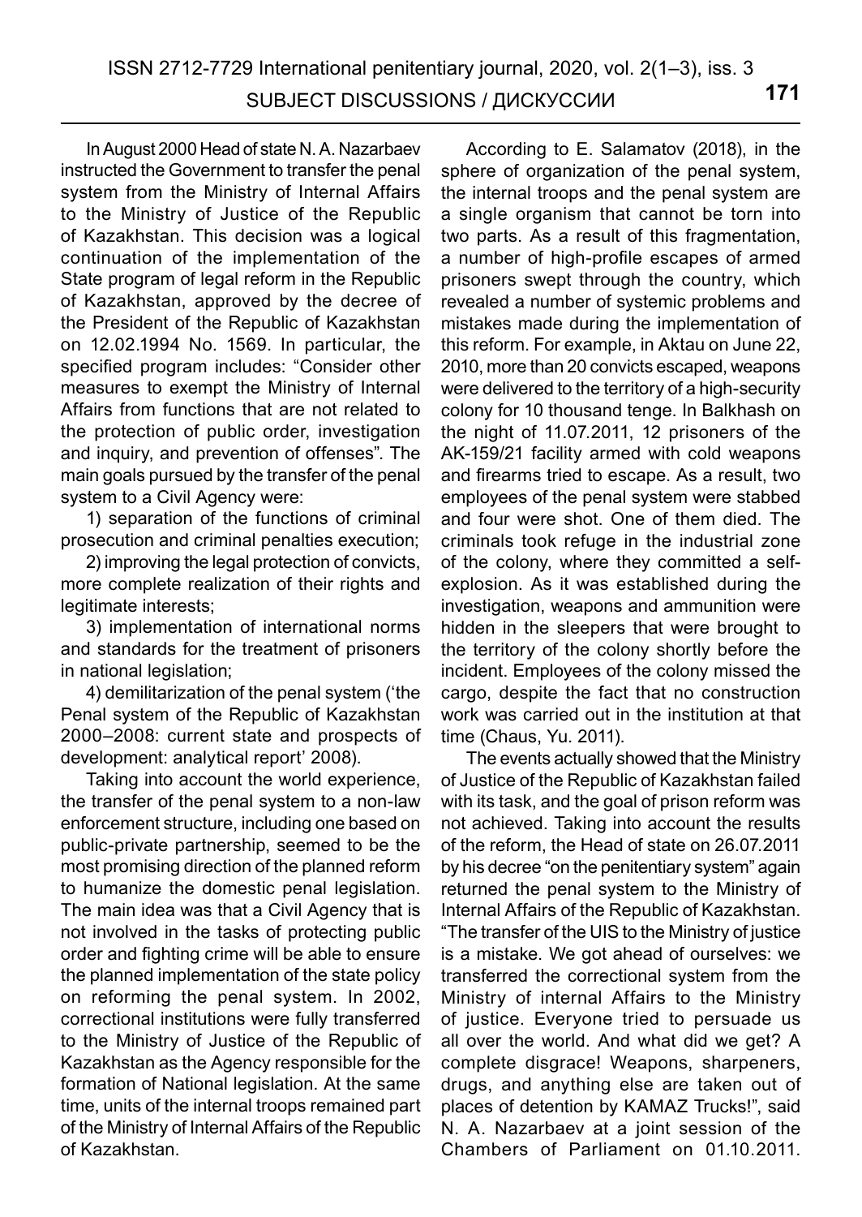In August 2000 Head of state N. A. Nazarbaev instructed the Government to transfer the penal system from the Ministry of Internal Affairs to the Ministry of Justice of the Republic of Kazakhstan. This decision was a logical continuation of the implementation of the State program of legal reform in the Republic of Kazakhstan, approved by the decree of the President of the Republic of Kazakhstan on 12.02.1994 No. 1569. In particular, the specified program includes: "Consider other measures to exempt the Ministry of Internal Affairs from functions that are not related to the protection of public order, investigation and inquiry, and prevention of offenses". The main goals pursued by the transfer of the penal system to a Civil Agency were:

1) separation of the functions of criminal prosecution and criminal penalties execution;

2) improving the legal protection of convicts, more complete realization of their rights and legitimate interests;

3) implementation of international norms and standards for the treatment of prisoners in national legislation;

4) demilitarization of the penal system ('the Penal system of the Republic of Kazakhstan 2000–2008: current state and prospects of development: analytical report' 2008).

Taking into account the world experience, the transfer of the penal system to a non-law enforcement structure, including one based on public-private partnership, seemed to be the most promising direction of the planned reform to humanize the domestic penal legislation. The main idea was that a Civil Agency that is not involved in the tasks of protecting public order and fighting crime will be able to ensure the planned implementation of the state policy on reforming the penal system. In 2002, correctional institutions were fully transferred to the Ministry of Justice of the Republic of Kazakhstan as the Agency responsible for the formation of National legislation. At the same time, units of the internal troops remained part of the Ministry of Internal Affairs of the Republic of Kazakhstan.

According to E. Salamatov (2018), in the sphere of organization of the penal system, the internal troops and the penal system are a single organism that cannot be torn into two parts. As a result of this fragmentation, a number of high-profile escapes of armed prisoners swept through the country, which revealed a number of systemic problems and mistakes made during the implementation of this reform. For example, in Aktau on June 22, 2010, more than 20 convicts escaped, weapons were delivered to the territory of a high-security colony for 10 thousand tenge. In Balkhash on the night of 11.07.2011, 12 prisoners of the AK-159/21 facility armed with cold weapons and firearms tried to escape. As a result, two employees of the penal system were stabbed and four were shot. One of them died. The criminals took refuge in the industrial zone of the colony, where they committed a self-explosion. As it was established during the investigation, weapons and ammunition were hidden in the sleepers that were brought to the territory of the colony shortly before the incident. Employees of the colony missed the cargo, despite the fact that no construction work was carried out in the institution at that time (Chaus, Yu. 2011).

The events actually showed that the Ministry of Justice of the Republic of Kazakhstan failed with its task, and the goal of prison reform was not achieved. Taking into account the results of the reform, the Head of state on 26.07.2011 by his decree "on the penitentiary system" again returned the penal system to the Ministry of Internal Affairs of the Republic of Kazakhstan. "The transfer of the UIS to the Ministry of justice is a mistake. We got ahead of ourselves: we transferred the correctional system from the Ministry of internal Affairs to the Ministry of justice. Everyone tried to persuade us all over the world. And what did we get? A complete disgrace! Weapons, sharpeners, drugs, and anything else are taken out of places of detention by KAMAZ Trucks!", said N. A. Nazarbaev at a joint session of the Chambers of Parliament on 01.10.2011.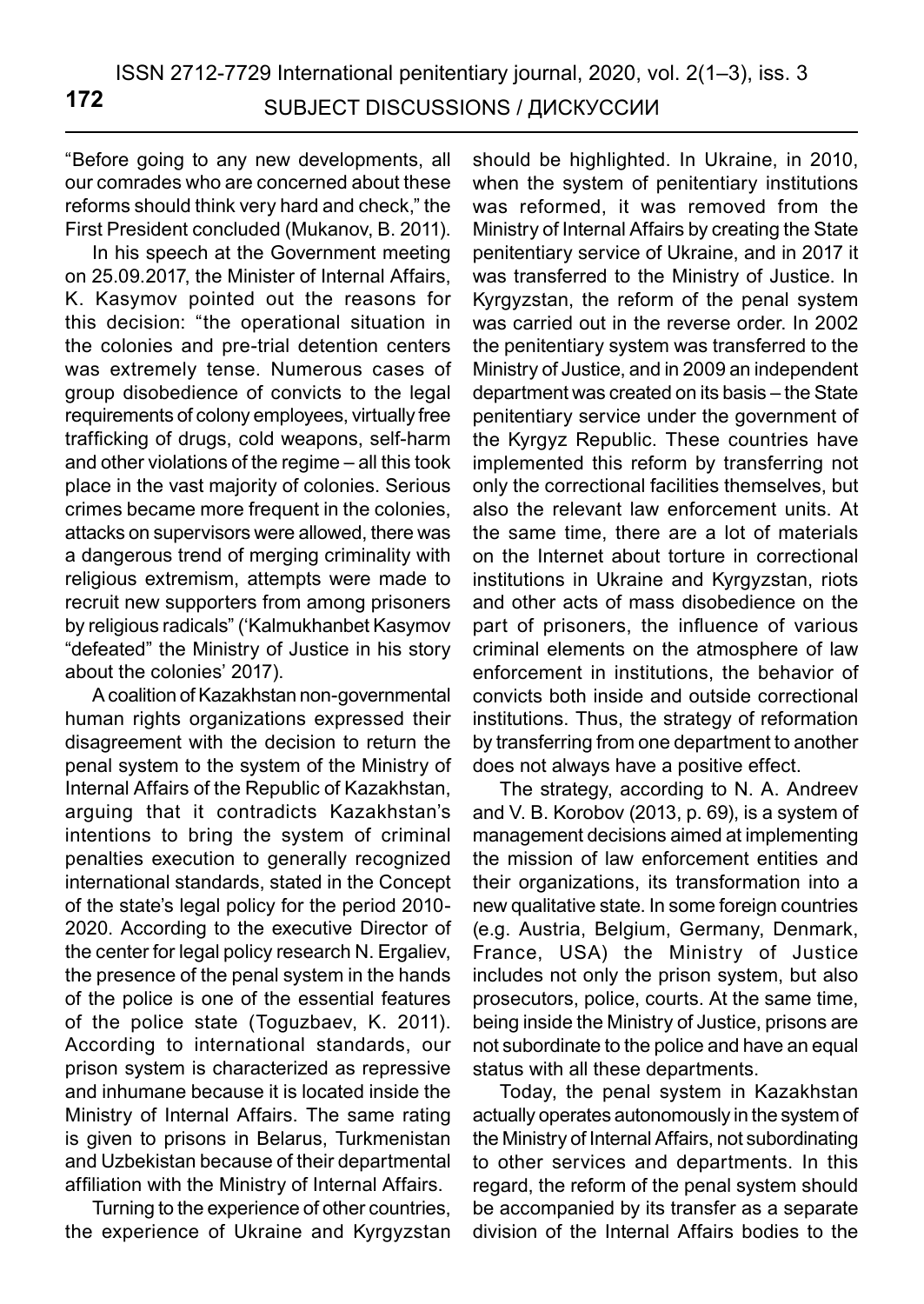"Before going to any new developments, all our comrades who are concerned about these reforms should think very hard and check," the First President concluded (Mukanov, B. 2011).

In his speech at the Government meeting on 25.09.2017, the Minister of Internal Affairs, K. Kasymov pointed out the reasons for this decision: "the operational situation in the colonies and pre-trial detention centers was extremely tense. Numerous cases of group disobedience of convicts to the legal requirements of colony employees, virtually free trafficking of drugs, cold weapons, self-harm and other violations of the regime – all this took place in the vast majority of colonies. Serious crimes became more frequent in the colonies, attacks on supervisors were allowed, there was a dangerous trend of merging criminality with religious extremism, attempts were made to recruit new supporters from among prisoners by religious radicals" ('Kalmukhanbet Kasymov "defeated" the Ministry of Justice in his story about the colonies' 2017).

A coalition of Kazakhstan non-governmental human rights organizations expressed their disagreement with the decision to return the penal system to the system of the Ministry of Internal Affairs of the Republic of Kazakhstan, arguing that it contradicts Kazakhstan's intentions to bring the system of criminal penalties execution to generally recognized international standards, stated in the Concept of the state's legal policy for the period 2010-2020. According to the executive Director of the center for legal policy research N. Ergaliev, the presence of the penal system in the hands of the police is one of the essential features of the police state (Toguzbaev, K. 2011). According to international standards, our prison system is characterized as repressive and inhumane because it is located inside the Ministry of Internal Affairs. The same rating is given to prisons in Belarus, Turkmenistan and Uzbekistan because of their departmental affiliation with the Ministry of Internal Affairs.

Turning to the experience of other countries, the experience of Ukraine and Kyrgyzstan should be highlighted. In Ukraine, in 2010, when the system of penitentiary institutions was reformed, it was removed from the Ministry of Internal Affairs by creating the State penitentiary service of Ukraine, and in 2017 it was transferred to the Ministry of Justice. In Kyrgyzstan, the reform of the penal system was carried out in the reverse order. In 2002 the penitentiary system was transferred to the Ministry of Justice, and in 2009 an independent department was created on its basis – the State penitentiary service under the government of the Kyrgyz Republic. These countries have implemented this reform by transferring not only the correctional facilities themselves, but also the relevant law enforcement units. At the same time, there are a lot of materials on the Internet about torture in correctional institutions in Ukraine and Kyrgyzstan, riots and other acts of mass disobedience on the part of prisoners, the influence of various criminal elements on the atmosphere of law enforcement in institutions, the behavior of convicts both inside and outside correctional institutions. Thus, the strategy of reformation by transferring from one department to another does not always have a positive effect.

The strategy, according to N. A. Andreev and V. B. Korobov (2013, p. 69), is a system of management decisions aimed at implementing the mission of law enforcement entities and their organizations, its transformation into a new qualitative state. In some foreign countries (e.g. Austria, Belgium, Germany, Denmark, France, USA) the Ministry of Justice includes not only the prison system, but also prosecutors, police, courts. At the same time, being inside the Ministry of Justice, prisons are not subordinate to the police and have an equal status with all these departments.

Today, the penal system in Kazakhstan actually operates autonomously in the system of the Ministry of Internal Affairs, not subordinating to other services and departments. In this regard, the reform of the penal system should be accompanied by its transfer as a separate division of the Internal Affairs bodies to the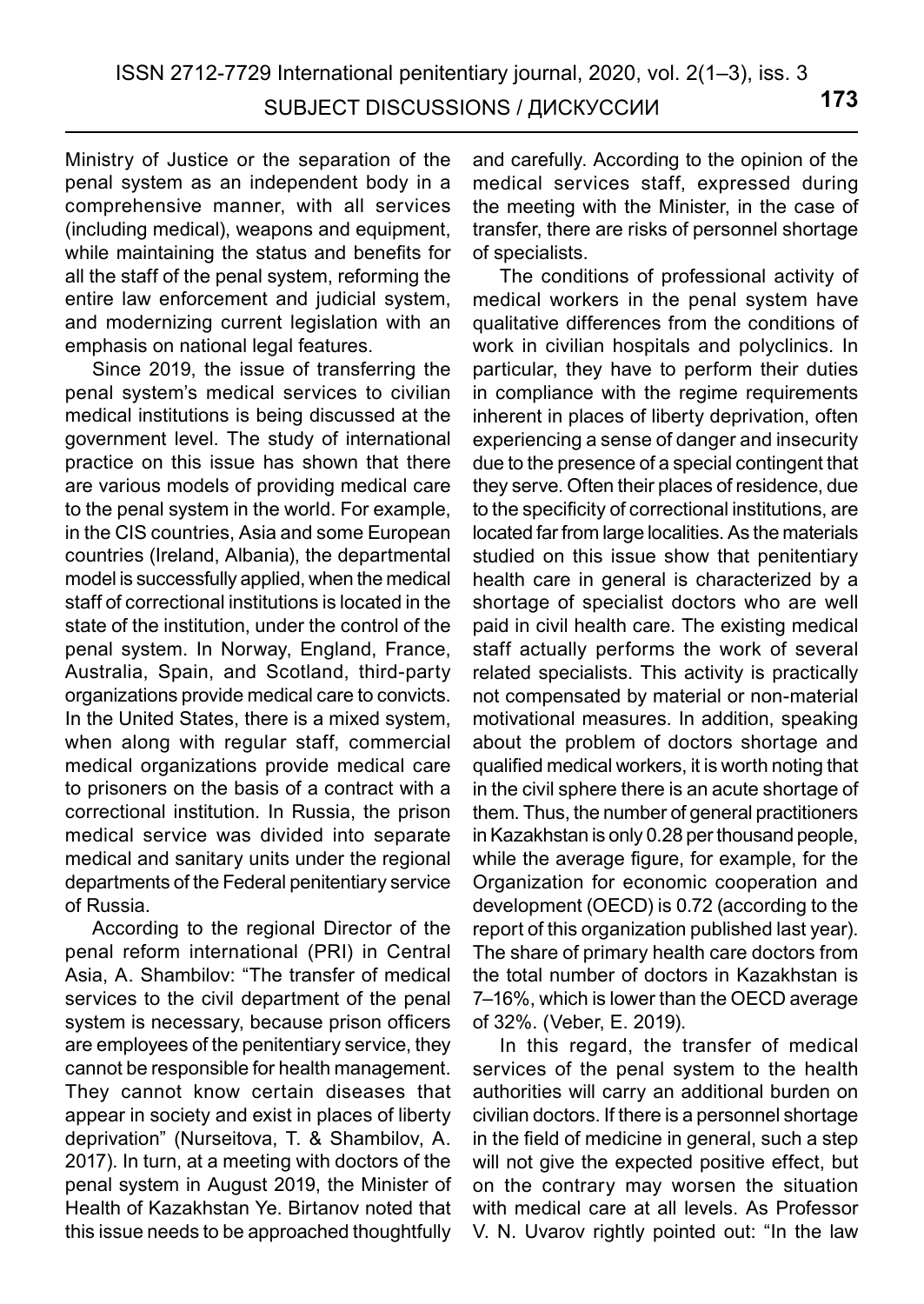Ministry of Justice or the separation of the penal system as an independent body in a comprehensive manner, with all services (including medical), weapons and equipment, while maintaining the status and benefits for all the staff of the penal system, reforming the entire law enforcement and judicial system, and modernizing current legislation with an emphasis on national legal features.

Since 2019, the issue of transferring the penal system's medical services to civilian medical institutions is being discussed at the government level. The study of international practice on this issue has shown that there are various models of providing medical care to the penal system in the world. For example, in the CIS countries, Asia and some European countries (Ireland, Albania), the departmental model is successfully applied, when the medical staff of correctional institutions is located in the state of the institution, under the control of the penal system. In Norway, England, France, Australia, Spain, and Scotland, third-party organizations provide medical care to convicts. In the United States, there is a mixed system, when along with regular staff, commercial medical organizations provide medical care to prisoners on the basis of a contract with a correctional institution. In Russia, the prison medical service was divided into separate medical and sanitary units under the regional departments of the Federal penitentiary service of Russia.

According to the regional Director of the penal reform international (PRI) in Central Asia, A. Shambilov: "The transfer of medical services to the civil department of the penal system is necessary, because prison officers are employees of the penitentiary service, they cannot be responsible for health management. They cannot know certain diseases that appear in society and exist in places of liberty deprivation" (Nurseitova, T. & Shambilov, A. 2017). In turn, at a meeting with doctors of the penal system in August 2019, the Minister of Health of Kazakhstan Ye. Birtanov noted that this issue needs to be approached thoughtfully and carefully. According to the opinion of the medical services staff, expressed during the meeting with the Minister, in the case of transfer, there are risks of personnel shortage of specialists.

The conditions of professional activity of medical workers in the penal system have qualitative differences from the conditions of work in civilian hospitals and polyclinics. In particular, they have to perform their duties in compliance with the regime requirements inherent in places of liberty deprivation, often experiencing a sense of danger and insecurity due to the presence of a special contingent that they serve. Often their places of residence, due to the specificity of correctional institutions, are located far from large localities. As the materials studied on this issue show that penitentiary health care in general is characterized by a shortage of specialist doctors who are well paid in civil health care. The existing medical staff actually performs the work of several related specialists. This activity is practically not compensated by material or non-material motivational measures. In addition, speaking about the problem of doctors shortage and qualified medical workers, it is worth noting that in the civil sphere there is an acute shortage of them. Thus, the number of general practitioners in Kazakhstan is only 0.28 per thousand people, while the average figure, for example, for the Organization for economic cooperation and development (OECD) is 0.72 (according to the report of this organization published last year). The share of primary health care doctors from the total number of doctors in Kazakhstan is 7–16%, which is lower than the OECD average of 32%. (Veber, E. 2019).

In this regard, the transfer of medical services of the penal system to the health authorities will carry an additional burden on civilian doctors. If there is a personnel shortage in the field of medicine in general, such a step will not give the expected positive effect, but on the contrary may worsen the situation with medical care at all levels. As Professor V. N. Uvarov rightly pointed out: "In the law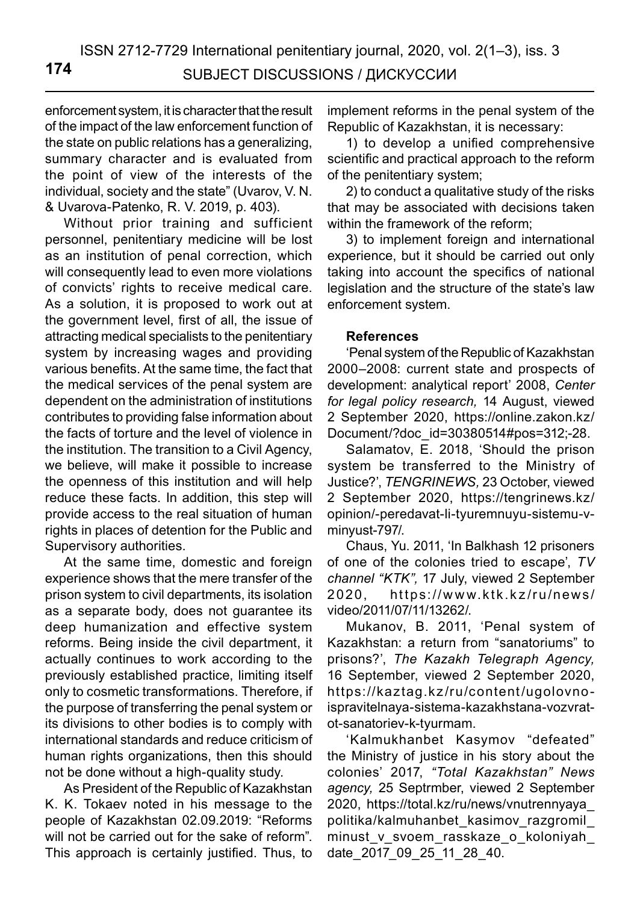enforcement system, it is character that the result of the impact of the law enforcement function of the state on public relations has a generalizing, summary character and is evaluated from the point of view of the interests of the individual, society and the state" (Uvarov, V. N. & Uvarova-Patenko, R. V. 2019, p. 403).

Without prior training and sufficient personnel, penitentiary medicine will be lost as an institution of penal correction, which will consequently lead to even more violations of convicts' rights to receive medical care. As a solution, it is proposed to work out at the government level, first of all, the issue of attracting medical specialists to the penitentiary system by increasing wages and providing various benefits. At the same time, the fact that the medical services of the penal system are dependent on the administration of institutions contributes to providing false information about the facts of torture and the level of violence in the institution. The transition to a Civil Agency, we believe, will make it possible to increase the openness of this institution and will help reduce these facts. In addition, this step will provide access to the real situation of human rights in places of detention for the Public and Supervisory authorities.

At the same time, domestic and foreign experience shows that the mere transfer of the prison system to civil departments, its isolation as a separate body, does not guarantee its deep humanization and effective system reforms. Being inside the civil department, it actually continues to work according to the previously established practice, limiting itself only to cosmetic transformations. Therefore, if the purpose of transferring the penal system or its divisions to other bodies is to comply with international standards and reduce criticism of human rights organizations, then this should not be done without a high-quality study.

As President of the Republic of Kazakhstan K. K. Tokaev noted in his message to the people of Kazakhstan 02.09.2019: "Reforms will not be carried out for the sake of reform". This approach is certainly justified. Thus, to implement reforms in the penal system of the Republic of Kazakhstan, it is necessary:

1) to develop a unified comprehensive scientific and practical approach to the reform of the penitentiary system;

2) to conduct a qualitative study of the risks that may be associated with decisions taken within the framework of the reform;

3) to implement foreign and international experience, but it should be carried out only taking into account the specifics of national legislation and the structure of the state's law enforcement system.

**References**

'Penal system of the Republic of Kazakhstan 2000–2008: current state and prospects of development: analytical report' 2008, *Center for legal policy research,* 14 August, viewed 2 September 2020, https://online.zakon.kz/Document/?doc_id=30380514#pos=312;-28.

Salamatov, E. 2018, 'Should the prison system be transferred to the Ministry of Justice?', *TENGRINEWS,* 23 October, viewed 2 September 2020, https://tengrinews.kz/opinion/-peredavat-li-tyuremnuyu-sistemu-v-minyust-797/.

Chaus, Yu. 2011, 'In Balkhash 12 prisoners of one of the colonies tried to escape', *TV channel "KTK",* 17 July, viewed 2 September 2020, https://www.ktk.kz/ru/news/video/2011/07/11/13262/.

Mukanov, B. 2011, 'Penal system of Kazakhstan: a return from "sanatoriums" to prisons?', *The Kazakh Telegraph Agency,* 16 September, viewed 2 September 2020, https://kaztag.kz/ru/content/ugolovno-ispravitelnaya-sistema-kazakhstana-vozvrat-ot-sanatoriev-k-tyurmam.

'Kalmukhanbet Kasymov "defeated" the Ministry of justice in his story about the colonies' 2017, *"Total Kazakhstan" News agency,* 25 Septrmber, viewed 2 September 2020, https://total.kz/ru/news/vnutrennyaya_politika/kalmuhanbet_kasimov_razgromil_minust_v_svoem_rasskaze_o_koloniyah_date_2017_09_25_11_28_40.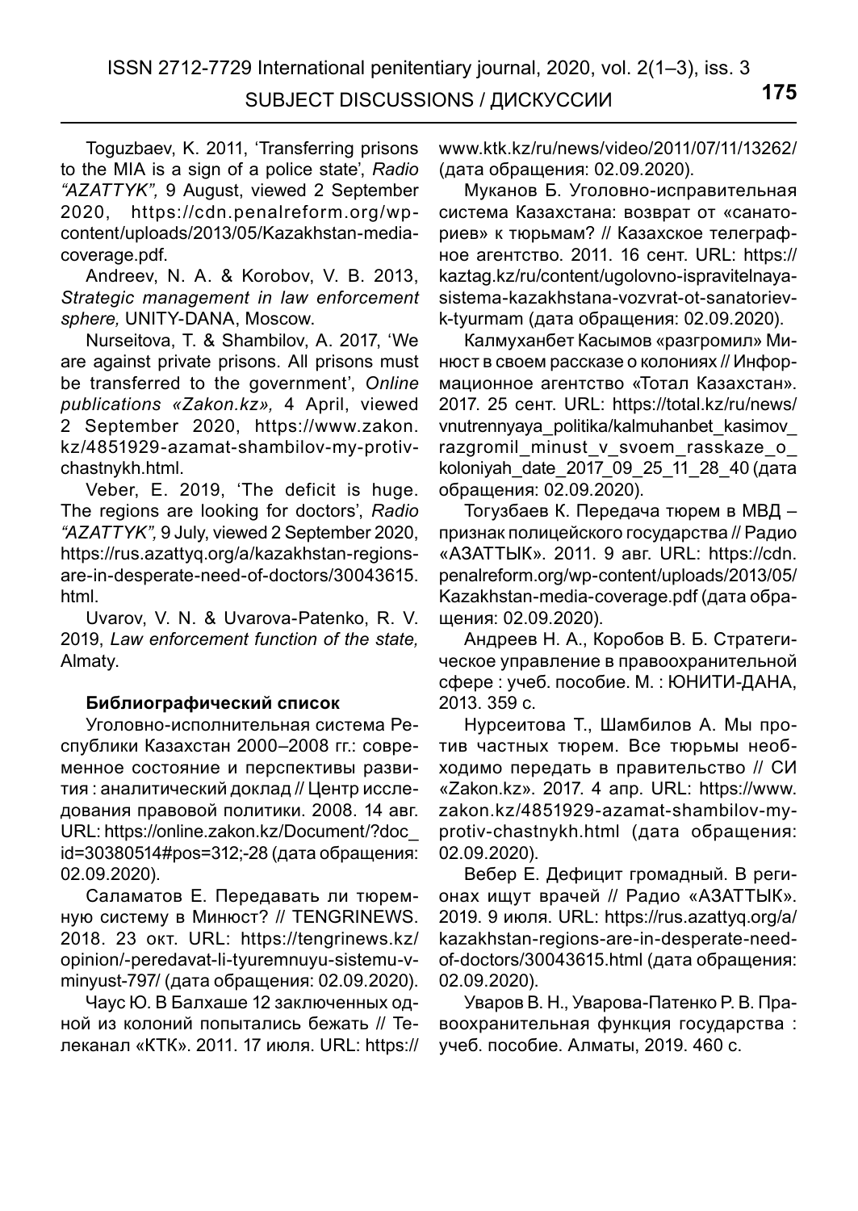Toguzbaev, K. 2011, 'Transferring prisons to the MIA is a sign of a police state', *Radio "AZATTYK",* 9 August, viewed 2 September 2020, https://cdn.penalreform.org/wp-content/uploads/2013/05/Kazakhstan-media-coverage.pdf.

Andreev, N. A. & Korobov, V. B. 2013, *Strategic management in law enforcement sphere,* UNITY-DANA, Moscow.

Nurseitova, T. & Shambilov, A. 2017, 'We are against private prisons. All prisons must be transferred to the government', *Online publications «Zakon.kz»,* 4 April, viewed 2 September 2020, https://www.zakon.kz/4851929-azamat-shambilov-my-protiv-chastnykh.html.

Veber, E. 2019, 'The deficit is huge. The regions are looking for doctors', *Radio "AZATTYK",* 9 July, viewed 2 September 2020, https://rus.azattyq.org/a/kazakhstan-regions-are-in-desperate-need-of-doctors/30043615.html.

Uvarov, V. N. & Uvarova-Patenko, R. V. 2019, *Law enforcement function of the state,* Almaty.

**Библиографический список**

Уголовно-исполнительная система Республики Казахстан 2000–2008 гг.: современное состояние и перспективы развития : аналитический доклад // Центр исследования правовой политики. 2008. 14 авг. URL: https://online.zakon.kz/Document/?doc_id=30380514#pos=312;-28 (дата обращения: 02.09.2020).

Саламатов Е. Передавать ли тюремную систему в Минюст? // TENGRINEWS. 2018. 23 окт. URL: https://tengrinews.kz/opinion/-peredavat-li-tyuremnuyu-sistemu-v-minyust-797/ (дата обращения: 02.09.2020).

Чаус Ю. В Балхаше 12 заключенных одной из колоний попытались бежать // Телеканал «КТК». 2011. 17 июля. URL: https://www.ktk.kz/ru/news/video/2011/07/11/13262/ (дата обращения: 02.09.2020).

Муканов Б. Уголовно-исправительная система Казахстана: возврат от «санаториев» к тюрьмам? // Казахское телеграфное агентство. 2011. 16 сент. URL: https://kaztag.kz/ru/content/ugolovno-ispravitelnaya-sistema-kazakhstana-vozvrat-ot-sanatoriev-k-tyurmam (дата обращения: 02.09.2020).

Калмуханбет Касымов «разгромил» Минюст в своем рассказе о колониях // Информационное агентство «Тотал Казахстан». 2017. 25 сент. URL: https://total.kz/ru/news/vnutrennyaya_politika/kalmuhanbet_kasimov_razgromil_minust_v_svoem_rasskaze_o_koloniyah_date_2017_09_25_11_28_40 (дата обращения: 02.09.2020).

Тогузбаев К. Передача тюрем в МВД – признак полицейского государства // Радио «АЗАТТЫК». 2011. 9 авг. URL: https://cdn.penalreform.org/wp-content/uploads/2013/05/Kazakhstan-media-coverage.pdf (дата обращения: 02.09.2020).

Андреев Н. А., Коробов В. Б. Стратегическое управление в правоохранительной сфере : учеб. пособие. М. : ЮНИТИ-ДАНА, 2013. 359 с.

Нурсеитова Т., Шамбилов А. Мы против частных тюрем. Все тюрьмы необходимо передать в правительство // СИ «Zakon.kz». 2017. 4 апр. URL: https://www.zakon.kz/4851929-azamat-shambilov-my-protiv-chastnykh.html (дата обращения: 02.09.2020).

Вебер Е. Дефицит громадный. В регионах ищут врачей // Радио «АЗАТТЫК». 2019. 9 июля. URL: https://rus.azattyq.org/a/kazakhstan-regions-are-in-desperate-need-of-doctors/30043615.html (дата обращения: 02.09.2020).

Уваров В. Н., Уварова-Патенко Р. В. Правоохранительная функция государства : учеб. пособие. Алматы, 2019. 460 с.